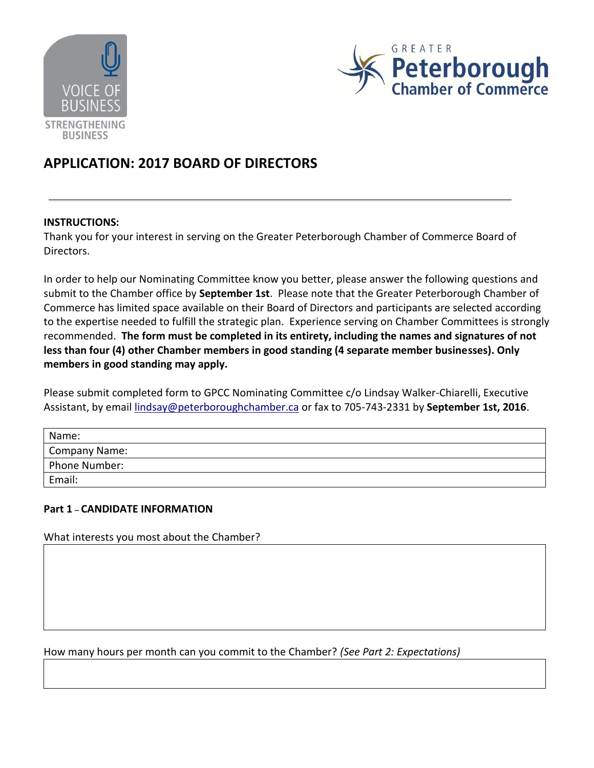VOICE OF BUSINESS

STRENGTHENING BUSINESS

GREATER **Peterborough** Chamber of Commerce

# APPLICATION: 2017 BOARD OF DIRECTORS

**INSTRUCTIONS:**

Thank you for your interest in serving on the Greater Peterborough Chamber of Commerce Board of Directors.

In order to help our Nominating Committee know you better, please answer the following questions and submit to the Chamber office by **September 1st**. Please note that the Greater Peterborough Chamber of Commerce has limited space available on their Board of Directors and participants are selected according to the expertise needed to fulfill the strategic plan. Experience serving on Chamber Committees is strongly recommended. **The form must be completed in its entirety, including the names and signatures of not less than four (4) other Chamber members in good standing (4 separate member businesses). Only members in good standing may apply.**

Please submit completed form to GPCC Nominating Committee c/o Lindsay Walker-Chiarelli, Executive Assistant, by email lindsay@peterboroughchamber.ca or fax to 705-743-2331 by **September 1st, 2016**.

| Name: |
|---|
| Company Name: |
| Phone Number: |
| Email: |

**Part 1 – CANDIDATE INFORMATION**

What interests you most about the Chamber?

| |
|---|
| |

How many hours per month can you commit to the Chamber? *(See Part 2: Expectations)*

| |
|---|
| |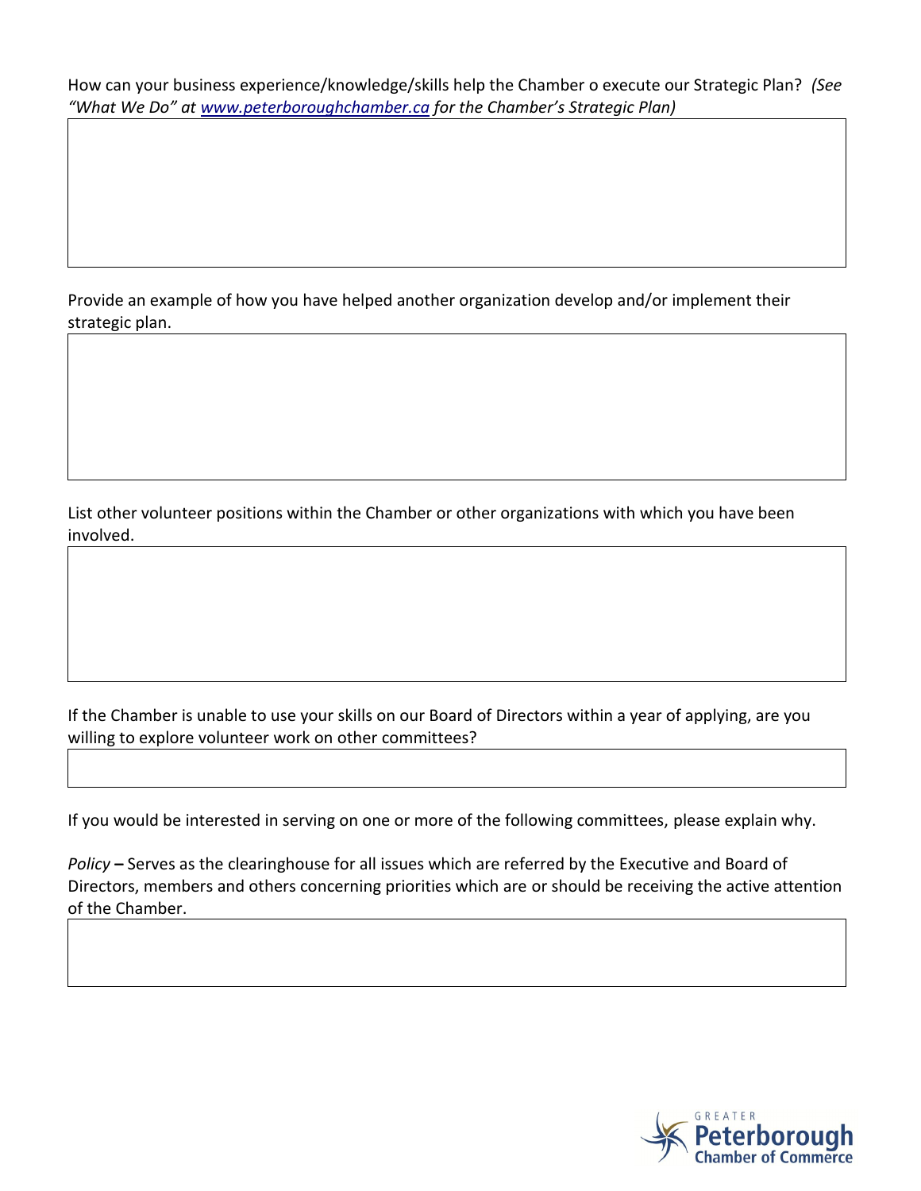How can your business experience/knowledge/skills help the Chamber o execute our Strategic Plan? *(See "What We Do" at [www.peterboroughchamber.ca](http://www.peterboroughchamber.ca) for the Chamber's Strategic Plan)*

Provide an example of how you have helped another organization develop and/or implement their strategic plan.

List other volunteer positions within the Chamber or other organizations with which you have been involved.

If the Chamber is unable to use your skills on our Board of Directors within a year of applying, are you willing to explore volunteer work on other committees?

If you would be interested in serving on one or more of the following committees, please explain why.

*Policy* **–** Serves as the clearinghouse for all issues which are referred by the Executive and Board of Directors, members and others concerning priorities which are or should be receiving the active attention of the Chamber.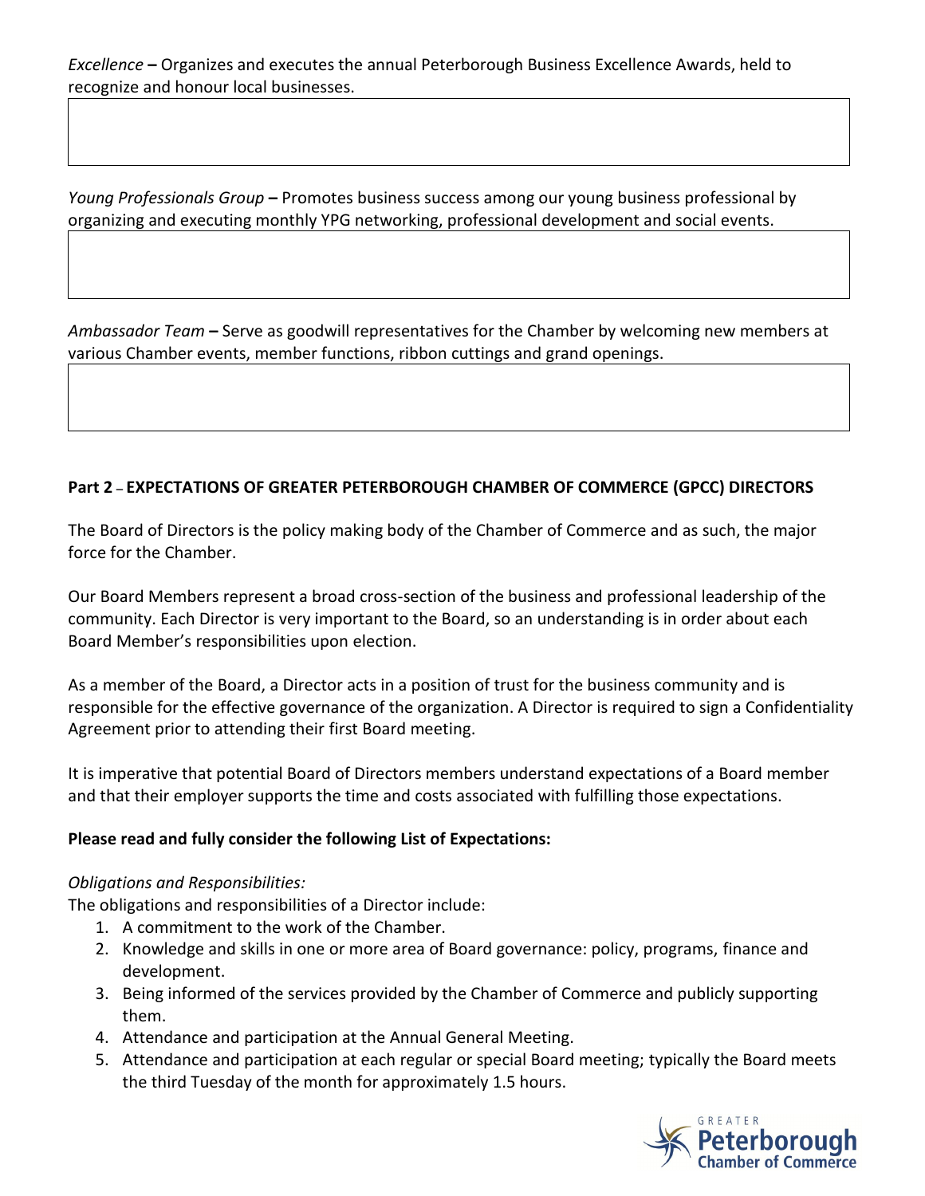*Excellence* **–** Organizes and executes the annual Peterborough Business Excellence Awards, held to recognize and honour local businesses.

*Young Professionals Group* **–** Promotes business success among our young business professional by organizing and executing monthly YPG networking, professional development and social events.

*Ambassador Team* **–** Serve as goodwill representatives for the Chamber by welcoming new members at various Chamber events, member functions, ribbon cuttings and grand openings.

**Part 2 – EXPECTATIONS OF GREATER PETERBOROUGH CHAMBER OF COMMERCE (GPCC) DIRECTORS**

The Board of Directors is the policy making body of the Chamber of Commerce and as such, the major force for the Chamber.

Our Board Members represent a broad cross-section of the business and professional leadership of the community. Each Director is very important to the Board, so an understanding is in order about each Board Member's responsibilities upon election.

As a member of the Board, a Director acts in a position of trust for the business community and is responsible for the effective governance of the organization. A Director is required to sign a Confidentiality Agreement prior to attending their first Board meeting.

It is imperative that potential Board of Directors members understand expectations of a Board member and that their employer supports the time and costs associated with fulfilling those expectations.

**Please read and fully consider the following List of Expectations:**

*Obligations and Responsibilities:*

The obligations and responsibilities of a Director include:

1. A commitment to the work of the Chamber.
2. Knowledge and skills in one or more area of Board governance: policy, programs, finance and development.
3. Being informed of the services provided by the Chamber of Commerce and publicly supporting them.
4. Attendance and participation at the Annual General Meeting.
5. Attendance and participation at each regular or special Board meeting; typically the Board meets the third Tuesday of the month for approximately 1.5 hours.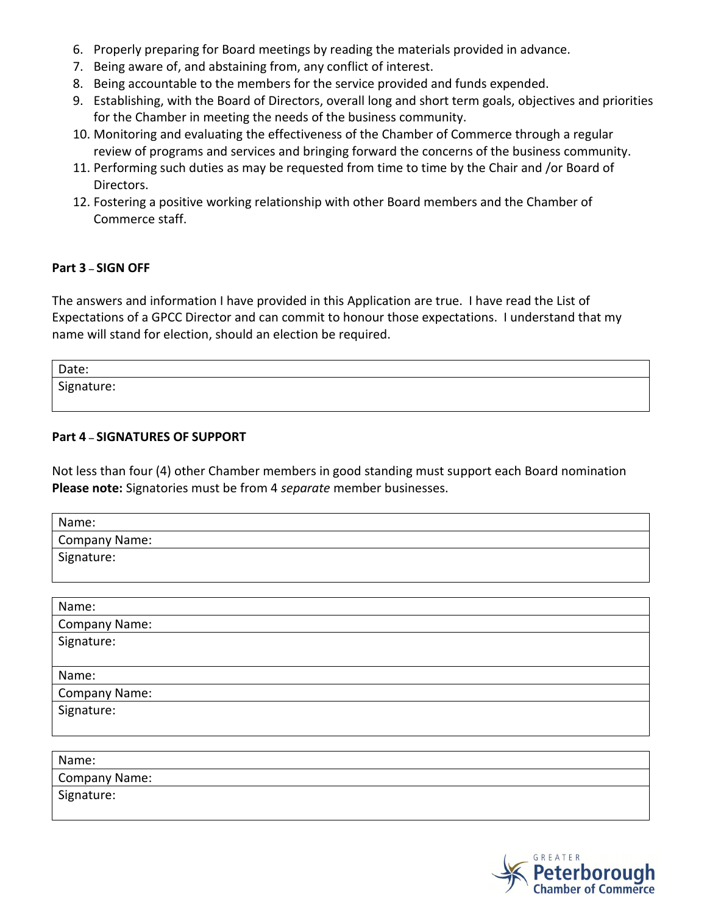6. Properly preparing for Board meetings by reading the materials provided in advance.
7. Being aware of, and abstaining from, any conflict of interest.
8. Being accountable to the members for the service provided and funds expended.
9. Establishing, with the Board of Directors, overall long and short term goals, objectives and priorities for the Chamber in meeting the needs of the business community.
10. Monitoring and evaluating the effectiveness of the Chamber of Commerce through a regular review of programs and services and bringing forward the concerns of the business community.
11. Performing such duties as may be requested from time to time by the Chair and /or Board of Directors.
12. Fostering a positive working relationship with other Board members and the Chamber of Commerce staff.

**Part 3 – SIGN OFF**

The answers and information I have provided in this Application are true. I have read the List of Expectations of a GPCC Director and can commit to honour those expectations. I understand that my name will stand for election, should an election be required.

| |
|---|
| Date: |
| Signature: |

**Part 4 – SIGNATURES OF SUPPORT**

Not less than four (4) other Chamber members in good standing must support each Board nomination
**Please note:** Signatories must be from 4 *separate* member businesses.

| |
|---|
| Name: |
| Company Name: |
| Signature: |

| |
|---|
| Name: |
| Company Name: |
| Signature: |
| Name: |
| Company Name: |
| Signature: |

| |
|---|
| Name: |
| Company Name: |
| Signature: |

GREATER Peterborough Chamber of Commerce